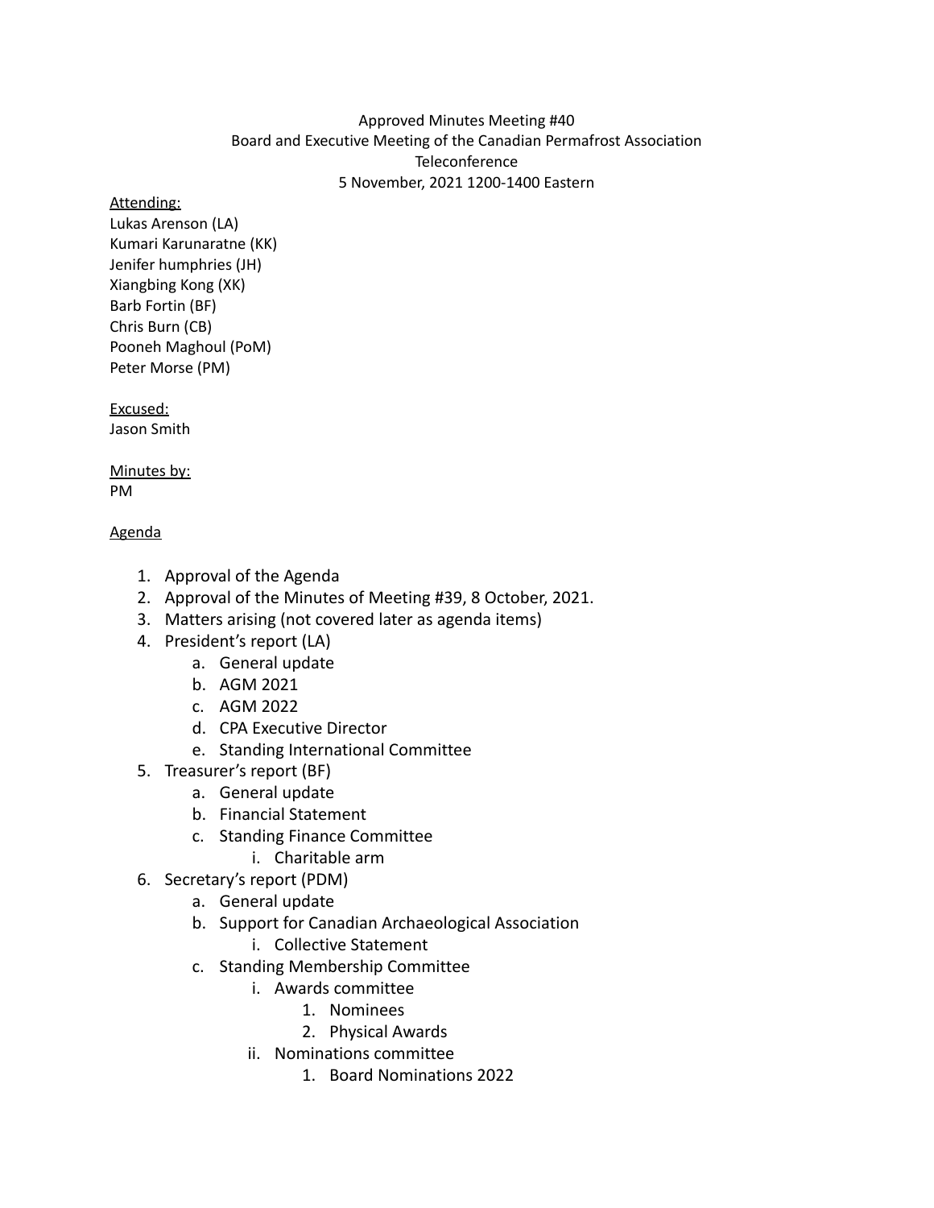Approved Minutes Meeting #40

Board and Executive Meeting of the Canadian Permafrost Association

Teleconference

5 November, 2021 1200-1400 Eastern

Attending:

Lukas Arenson (LA)
Kumari Karunaratne (KK)
Jenifer humphries (JH)
Xiangbing Kong (XK)
Barb Fortin (BF)
Chris Burn (CB)
Pooneh Maghoul (PoM)
Peter Morse (PM)

Excused:

Jason Smith

Minutes by:

PM

Agenda

1. Approval of the Agenda
2. Approval of the Minutes of Meeting #39, 8 October, 2021.
3. Matters arising (not covered later as agenda items)
4. President's report (LA)
    a. General update
    b. AGM 2021
    c. AGM 2022
    d. CPA Executive Director
    e. Standing International Committee
5. Treasurer's report (BF)
    a. General update
    b. Financial Statement
    c. Standing Finance Committee
        i. Charitable arm
6. Secretary's report (PDM)
    a. General update
    b. Support for Canadian Archaeological Association
        i. Collective Statement
    c. Standing Membership Committee
        i. Awards committee
            1. Nominees
            2. Physical Awards
        ii. Nominations committee
            1. Board Nominations 2022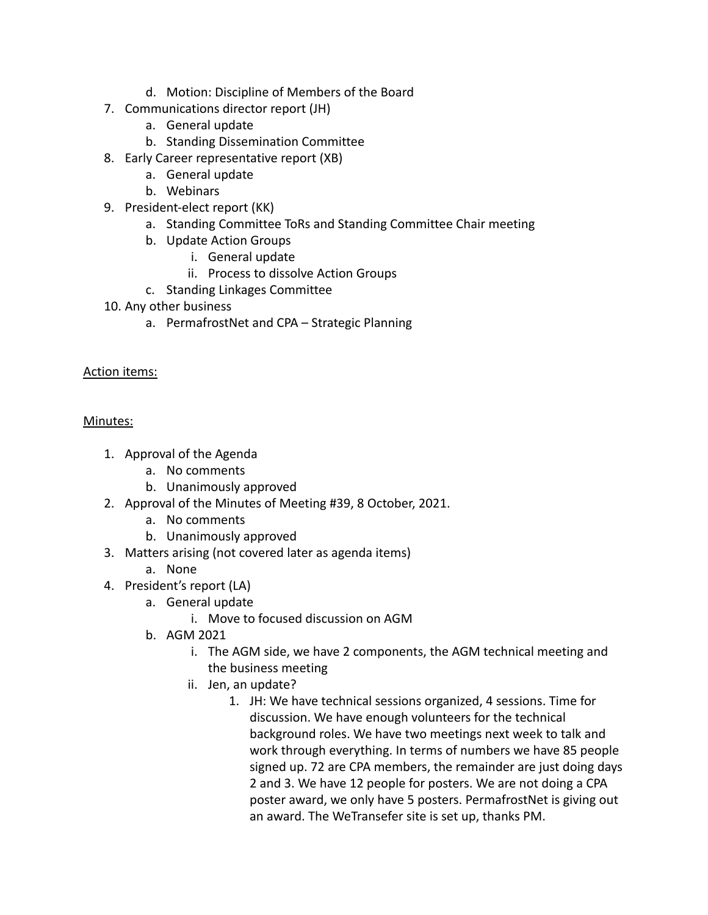d. Motion: Discipline of Members of the Board
7. Communications director report (JH)
   a. General update
   b. Standing Dissemination Committee
8. Early Career representative report (XB)
   a. General update
   b. Webinars
9. President-elect report (KK)
   a. Standing Committee ToRs and Standing Committee Chair meeting
   b. Update Action Groups
      i. General update
      ii. Process to dissolve Action Groups
   c. Standing Linkages Committee
10. Any other business
   a. PermafrostNet and CPA – Strategic Planning

<u>Action items:</u>

<u>Minutes:</u>

1. Approval of the Agenda
   a. No comments
   b. Unanimously approved
2. Approval of the Minutes of Meeting #39, 8 October, 2021.
   a. No comments
   b. Unanimously approved
3. Matters arising (not covered later as agenda items)
   a. None
4. President's report (LA)
   a. General update
      i. Move to focused discussion on AGM
   b. AGM 2021
      i. The AGM side, we have 2 components, the AGM technical meeting and the business meeting
      ii. Jen, an update?
         1. JH: We have technical sessions organized, 4 sessions. Time for discussion. We have enough volunteers for the technical background roles. We have two meetings next week to talk and work through everything. In terms of numbers we have 85 people signed up. 72 are CPA members, the remainder are just doing days 2 and 3. We have 12 people for posters. We are not doing a CPA poster award, we only have 5 posters. PermafrostNet is giving out an award. The WeTransefer site is set up, thanks PM.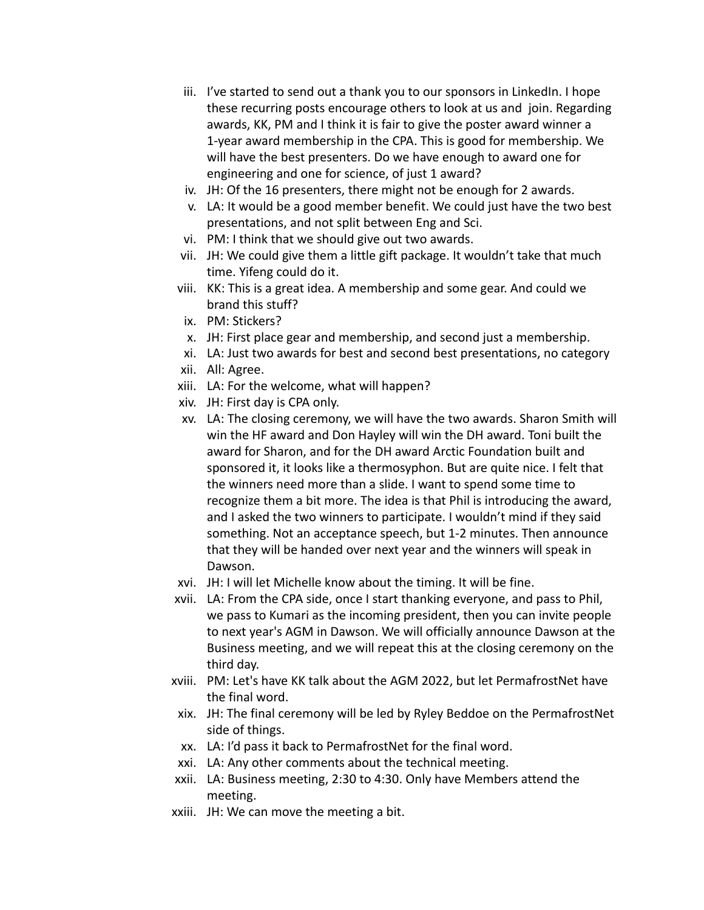iii. I've started to send out a thank you to our sponsors in LinkedIn. I hope these recurring posts encourage others to look at us and join. Regarding awards, KK, PM and I think it is fair to give the poster award winner a 1-year award membership in the CPA. This is good for membership. We will have the best presenters. Do we have enough to award one for engineering and one for science, of just 1 award?

iv. JH: Of the 16 presenters, there might not be enough for 2 awards.

v. LA: It would be a good member benefit. We could just have the two best presentations, and not split between Eng and Sci.

vi. PM: I think that we should give out two awards.

vii. JH: We could give them a little gift package. It wouldn't take that much time. Yifeng could do it.

viii. KK: This is a great idea. A membership and some gear. And could we brand this stuff?

ix. PM: Stickers?

x. JH: First place gear and membership, and second just a membership.

xi. LA: Just two awards for best and second best presentations, no category

xii. All: Agree.

xiii. LA: For the welcome, what will happen?

xiv. JH: First day is CPA only.

xv. LA: The closing ceremony, we will have the two awards. Sharon Smith will win the HF award and Don Hayley will win the DH award. Toni built the award for Sharon, and for the DH award Arctic Foundation built and sponsored it, it looks like a thermosyphon. But are quite nice. I felt that the winners need more than a slide. I want to spend some time to recognize them a bit more. The idea is that Phil is introducing the award, and I asked the two winners to participate. I wouldn't mind if they said something. Not an acceptance speech, but 1-2 minutes. Then announce that they will be handed over next year and the winners will speak in Dawson.

xvi. JH: I will let Michelle know about the timing. It will be fine.

xvii. LA: From the CPA side, once I start thanking everyone, and pass to Phil, we pass to Kumari as the incoming president, then you can invite people to next year's AGM in Dawson. We will officially announce Dawson at the Business meeting, and we will repeat this at the closing ceremony on the third day.

xviii. PM: Let's have KK talk about the AGM 2022, but let PermafrostNet have the final word.

xix. JH: The final ceremony will be led by Ryley Beddoe on the PermafrostNet side of things.

xx. LA: I'd pass it back to PermafrostNet for the final word.

xxi. LA: Any other comments about the technical meeting.

xxii. LA: Business meeting, 2:30 to 4:30. Only have Members attend the meeting.

xxiii. JH: We can move the meeting a bit.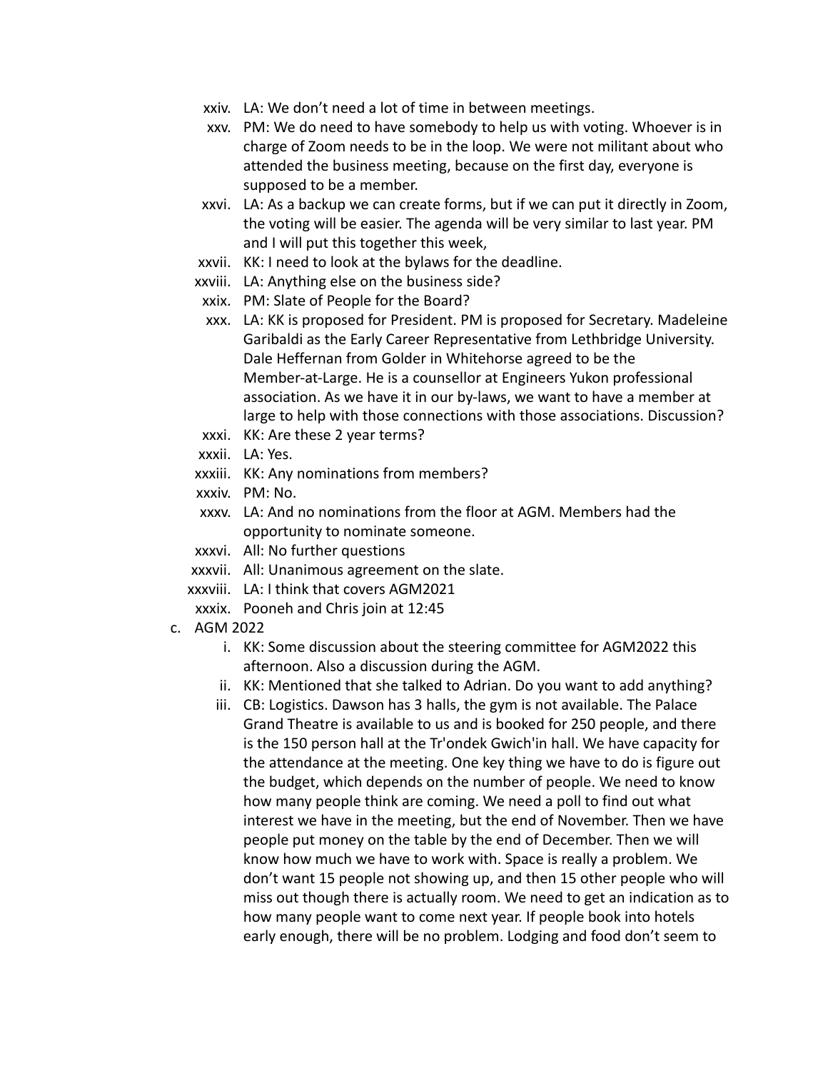xxiv. LA: We don't need a lot of time in between meetings.

xxv. PM: We do need to have somebody to help us with voting. Whoever is in charge of Zoom needs to be in the loop. We were not militant about who attended the business meeting, because on the first day, everyone is supposed to be a member.

xxvi. LA: As a backup we can create forms, but if we can put it directly in Zoom, the voting will be easier. The agenda will be very similar to last year. PM and I will put this together this week,

xxvii. KK: I need to look at the bylaws for the deadline.

xxviii. LA: Anything else on the business side?

xxix. PM: Slate of People for the Board?

xxx. LA: KK is proposed for President. PM is proposed for Secretary. Madeleine Garibaldi as the Early Career Representative from Lethbridge University. Dale Heffernan from Golder in Whitehorse agreed to be the Member-at-Large. He is a counsellor at Engineers Yukon professional association. As we have it in our by-laws, we want to have a member at large to help with those connections with those associations. Discussion?

xxxi. KK: Are these 2 year terms?

xxxii. LA: Yes.

xxxiii. KK: Any nominations from members?

xxxiv. PM: No.

xxxv. LA: And no nominations from the floor at AGM. Members had the opportunity to nominate someone.

xxxvi. All: No further questions

xxxvii. All: Unanimous agreement on the slate.

xxxviii. LA: I think that covers AGM2021

xxxix. Pooneh and Chris join at 12:45

c. AGM 2022

i. KK: Some discussion about the steering committee for AGM2022 this afternoon. Also a discussion during the AGM.

ii. KK: Mentioned that she talked to Adrian. Do you want to add anything?

iii. CB: Logistics. Dawson has 3 halls, the gym is not available. The Palace Grand Theatre is available to us and is booked for 250 people, and there is the 150 person hall at the Tr'ondek Gwich'in hall. We have capacity for the attendance at the meeting. One key thing we have to do is figure out the budget, which depends on the number of people. We need to know how many people think are coming. We need a poll to find out what interest we have in the meeting, but the end of November. Then we have people put money on the table by the end of December. Then we will know how much we have to work with. Space is really a problem. We don't want 15 people not showing up, and then 15 other people who will miss out though there is actually room. We need to get an indication as to how many people want to come next year. If people book into hotels early enough, there will be no problem. Lodging and food don't seem to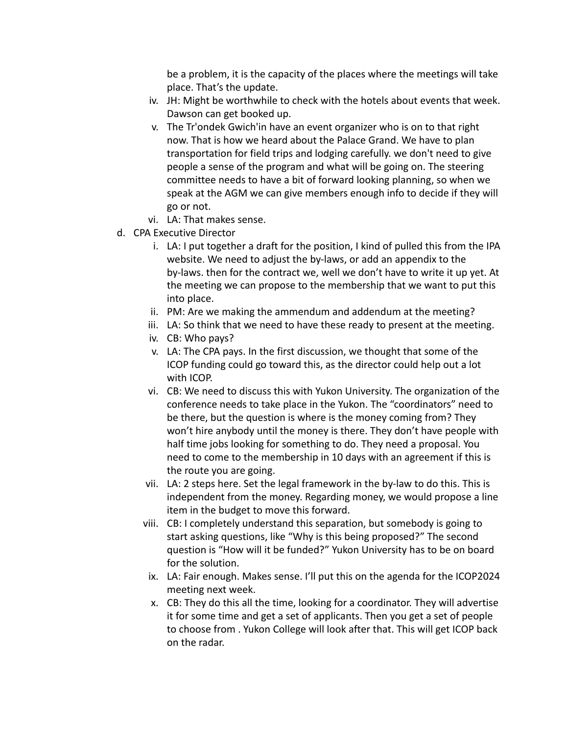be a problem, it is the capacity of the places where the meetings will take place. That's the update.

iv. JH: Might be worthwhile to check with the hotels about events that week. Dawson can get booked up.

v. The Tr'ondek Gwich'in have an event organizer who is on to that right now. That is how we heard about the Palace Grand. We have to plan transportation for field trips and lodging carefully. we don't need to give people a sense of the program and what will be going on. The steering committee needs to have a bit of forward looking planning, so when we speak at the AGM we can give members enough info to decide if they will go or not.

vi. LA: That makes sense.

d. CPA Executive Director

i. LA: I put together a draft for the position, I kind of pulled this from the IPA website. We need to adjust the by-laws, or add an appendix to the by-laws. then for the contract we, well we don't have to write it up yet. At the meeting we can propose to the membership that we want to put this into place.

ii. PM: Are we making the ammendum and addendum at the meeting?

iii. LA: So think that we need to have these ready to present at the meeting.

iv. CB: Who pays?

v. LA: The CPA pays. In the first discussion, we thought that some of the ICOP funding could go toward this, as the director could help out a lot with ICOP.

vi. CB: We need to discuss this with Yukon University. The organization of the conference needs to take place in the Yukon. The "coordinators" need to be there, but the question is where is the money coming from? They won't hire anybody until the money is there. They don't have people with half time jobs looking for something to do. They need a proposal. You need to come to the membership in 10 days with an agreement if this is the route you are going.

vii. LA: 2 steps here. Set the legal framework in the by-law to do this. This is independent from the money. Regarding money, we would propose a line item in the budget to move this forward.

viii. CB: I completely understand this separation, but somebody is going to start asking questions, like "Why is this being proposed?" The second question is "How will it be funded?" Yukon University has to be on board for the solution.

ix. LA: Fair enough. Makes sense. I'll put this on the agenda for the ICOP2024 meeting next week.

x. CB: They do this all the time, looking for a coordinator. They will advertise it for some time and get a set of applicants. Then you get a set of people to choose from . Yukon College will look after that. This will get ICOP back on the radar.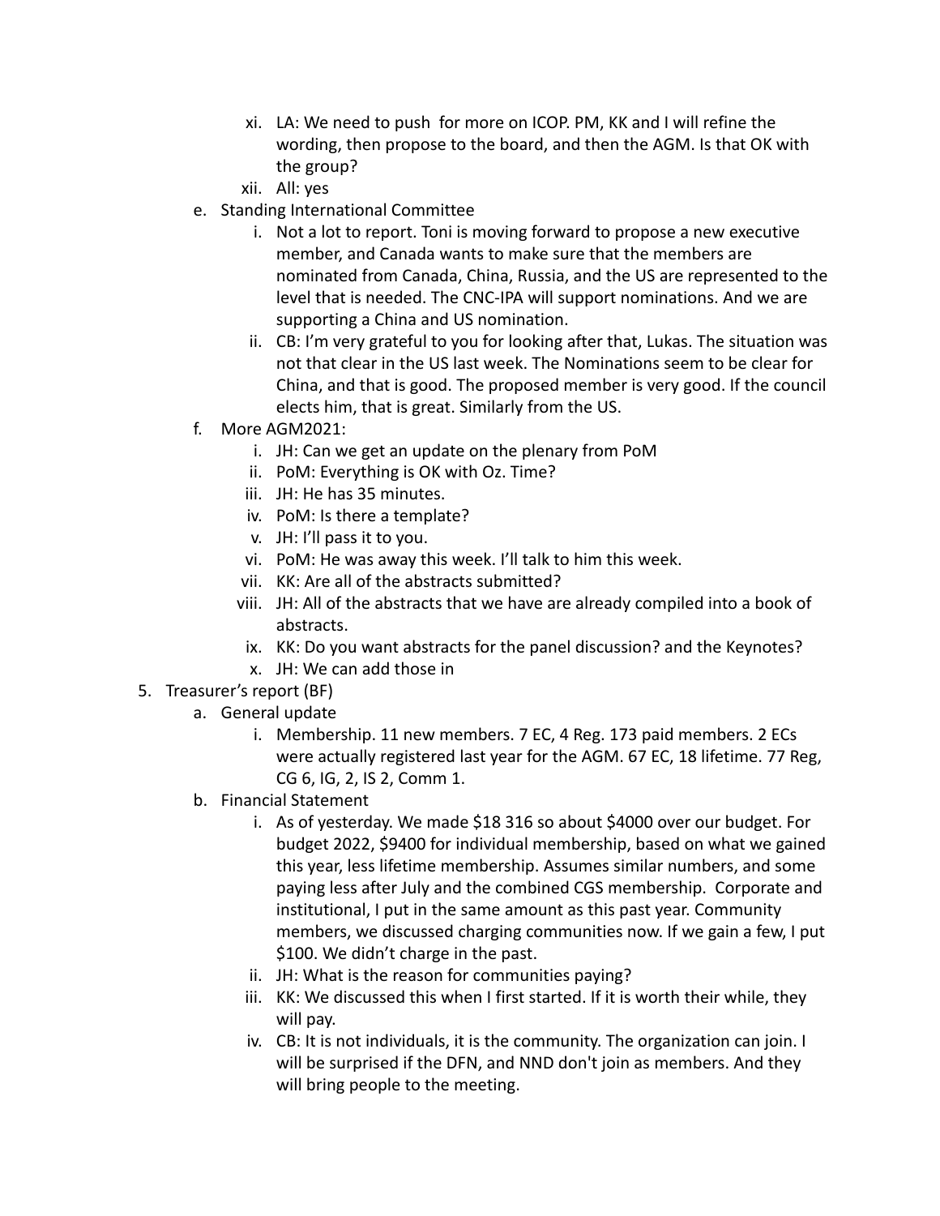xi. LA: We need to push for more on ICOP. PM, KK and I will refine the wording, then propose to the board, and then the AGM. Is that OK with the group?

xii. All: yes

e. Standing International Committee

   i. Not a lot to report. Toni is moving forward to propose a new executive member, and Canada wants to make sure that the members are nominated from Canada, China, Russia, and the US are represented to the level that is needed. The CNC-IPA will support nominations. And we are supporting a China and US nomination.

   ii. CB: I'm very grateful to you for looking after that, Lukas. The situation was not that clear in the US last week. The Nominations seem to be clear for China, and that is good. The proposed member is very good. If the council elects him, that is great. Similarly from the US.

f. More AGM2021:

   i. JH: Can we get an update on the plenary from PoM

   ii. PoM: Everything is OK with Oz. Time?

   iii. JH: He has 35 minutes.

   iv. PoM: Is there a template?

   v. JH: I'll pass it to you.

   vi. PoM: He was away this week. I'll talk to him this week.

   vii. KK: Are all of the abstracts submitted?

   viii. JH: All of the abstracts that we have are already compiled into a book of abstracts.

   ix. KK: Do you want abstracts for the panel discussion? and the Keynotes?

   x. JH: We can add those in

5. Treasurer's report (BF)

   a. General update

      i. Membership. 11 new members. 7 EC, 4 Reg. 173 paid members. 2 ECs were actually registered last year for the AGM. 67 EC, 18 lifetime. 77 Reg, CG 6, IG, 2, IS 2, Comm 1.

   b. Financial Statement

      i. As of yesterday. We made $18 316 so about $4000 over our budget. For budget 2022, $9400 for individual membership, based on what we gained this year, less lifetime membership. Assumes similar numbers, and some paying less after July and the combined CGS membership. Corporate and institutional, I put in the same amount as this past year. Community members, we discussed charging communities now. If we gain a few, I put $100. We didn't charge in the past.

      ii. JH: What is the reason for communities paying?

      iii. KK: We discussed this when I first started. If it is worth their while, they will pay.

      iv. CB: It is not individuals, it is the community. The organization can join. I will be surprised if the DFN, and NND don't join as members. And they will bring people to the meeting.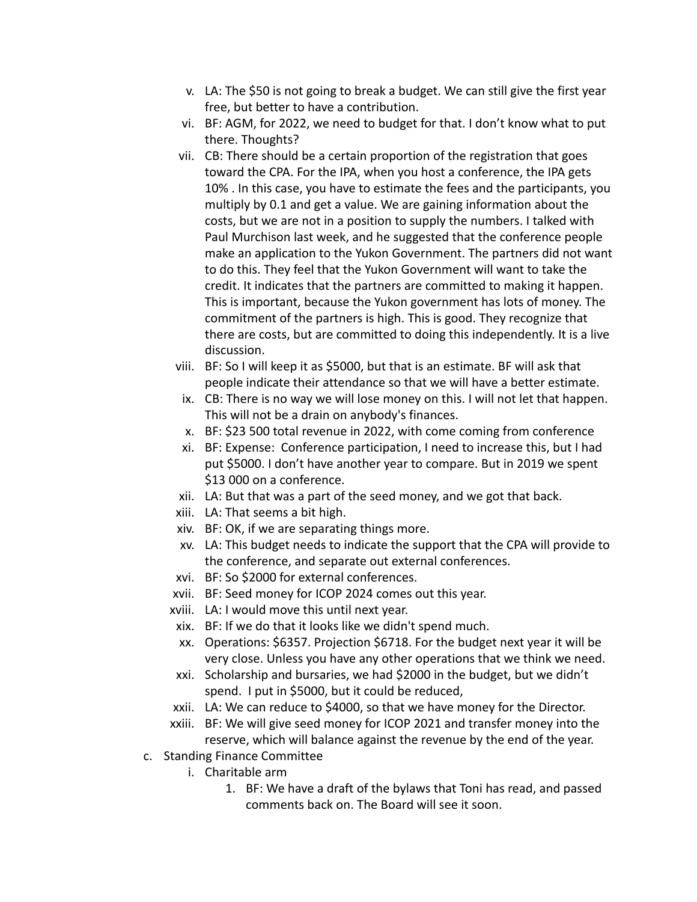v. LA: The $50 is not going to break a budget. We can still give the first year free, but better to have a contribution.
vi. BF: AGM, for 2022, we need to budget for that. I don't know what to put there. Thoughts?
vii. CB: There should be a certain proportion of the registration that goes toward the CPA. For the IPA, when you host a conference, the IPA gets 10% . In this case, you have to estimate the fees and the participants, you multiply by 0.1 and get a value. We are gaining information about the costs, but we are not in a position to supply the numbers. I talked with Paul Murchison last week, and he suggested that the conference people make an application to the Yukon Government. The partners did not want to do this. They feel that the Yukon Government will want to take the credit. It indicates that the partners are committed to making it happen. This is important, because the Yukon government has lots of money. The commitment of the partners is high. This is good. They recognize that there are costs, but are committed to doing this independently. It is a live discussion.
viii. BF: So I will keep it as $5000, but that is an estimate. BF will ask that people indicate their attendance so that we will have a better estimate.
ix. CB: There is no way we will lose money on this. I will not let that happen. This will not be a drain on anybody's finances.
x. BF: $23 500 total revenue in 2022, with come coming from conference
xi. BF: Expense: Conference participation, I need to increase this, but I had put $5000. I don't have another year to compare. But in 2019 we spent $13 000 on a conference.
xii. LA: But that was a part of the seed money, and we got that back.
xiii. LA: That seems a bit high.
xiv. BF: OK, if we are separating things more.
xv. LA: This budget needs to indicate the support that the CPA will provide to the conference, and separate out external conferences.
xvi. BF: So $2000 for external conferences.
xvii. BF: Seed money for ICOP 2024 comes out this year.
xviii. LA: I would move this until next year.
xix. BF: If we do that it looks like we didn't spend much.
xx. Operations: $6357. Projection $6718. For the budget next year it will be very close. Unless you have any other operations that we think we need.
xxi. Scholarship and bursaries, we had $2000 in the budget, but we didn't spend. I put in $5000, but it could be reduced,
xxii. LA: We can reduce to $4000, so that we have money for the Director.
xxiii. BF: We will give seed money for ICOP 2021 and transfer money into the reserve, which will balance against the revenue by the end of the year.

c. Standing Finance Committee
   i. Charitable arm
      1. BF: We have a draft of the bylaws that Toni has read, and passed comments back on. The Board will see it soon.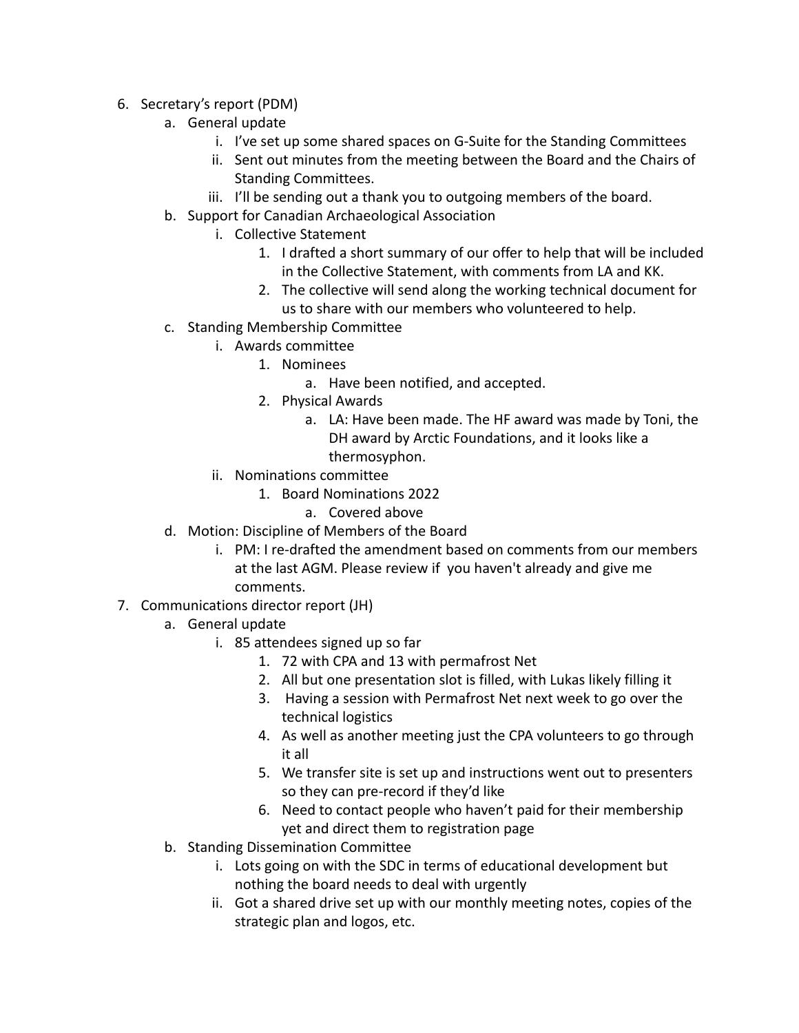6. Secretary's report (PDM)
    a. General update
        i. I've set up some shared spaces on G-Suite for the Standing Committees
        ii. Sent out minutes from the meeting between the Board and the Chairs of Standing Committees.
        iii. I'll be sending out a thank you to outgoing members of the board.
    b. Support for Canadian Archaeological Association
        i. Collective Statement
            1. I drafted a short summary of our offer to help that will be included in the Collective Statement, with comments from LA and KK.
            2. The collective will send along the working technical document for us to share with our members who volunteered to help.
    c. Standing Membership Committee
        i. Awards committee
            1. Nominees
                a. Have been notified, and accepted.
            2. Physical Awards
                a. LA: Have been made. The HF award was made by Toni, the DH award by Arctic Foundations, and it looks like a thermosyphon.
        ii. Nominations committee
            1. Board Nominations 2022
                a. Covered above
    d. Motion: Discipline of Members of the Board
        i. PM: I re-drafted the amendment based on comments from our members at the last AGM. Please review if you haven't already and give me comments.
7. Communications director report (JH)
    a. General update
        i. 85 attendees signed up so far
            1. 72 with CPA and 13 with permafrost Net
            2. All but one presentation slot is filled, with Lukas likely filling it
            3. Having a session with Permafrost Net next week to go over the technical logistics
            4. As well as another meeting just the CPA volunteers to go through it all
            5. We transfer site is set up and instructions went out to presenters so they can pre-record if they'd like
            6. Need to contact people who haven't paid for their membership yet and direct them to registration page
    b. Standing Dissemination Committee
        i. Lots going on with the SDC in terms of educational development but nothing the board needs to deal with urgently
        ii. Got a shared drive set up with our monthly meeting notes, copies of the strategic plan and logos, etc.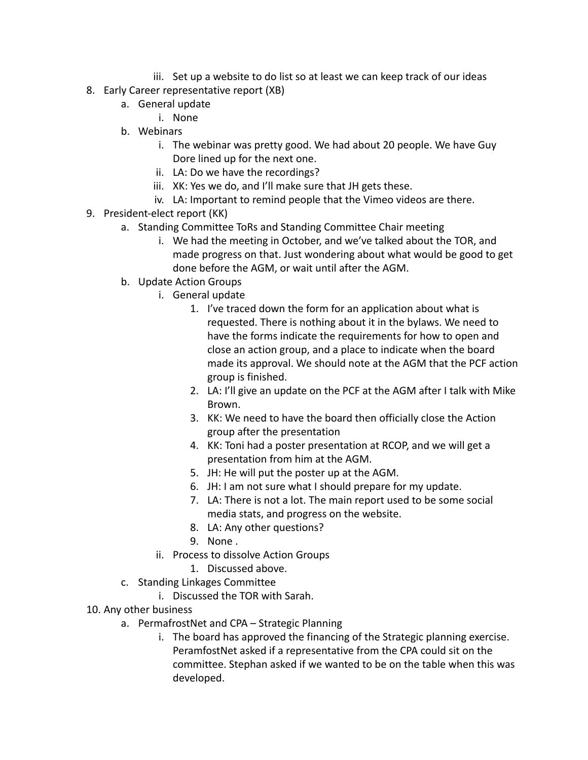iii. Set up a website to do list so at least we can keep track of our ideas

8. Early Career representative report (XB)
   a. General update
      i. None
   b. Webinars
      i. The webinar was pretty good. We had about 20 people. We have Guy Dore lined up for the next one.
      ii. LA: Do we have the recordings?
      iii. XK: Yes we do, and I'll make sure that JH gets these.
      iv. LA: Important to remind people that the Vimeo videos are there.

9. President-elect report (KK)
   a. Standing Committee ToRs and Standing Committee Chair meeting
      i. We had the meeting in October, and we've talked about the TOR, and made progress on that. Just wondering about what would be good to get done before the AGM, or wait until after the AGM.
   b. Update Action Groups
      i. General update
         1. I've traced down the form for an application about what is requested. There is nothing about it in the bylaws. We need to have the forms indicate the requirements for how to open and close an action group, and a place to indicate when the board made its approval. We should note at the AGM that the PCF action group is finished.
         2. LA: I'll give an update on the PCF at the AGM after I talk with Mike Brown.
         3. KK: We need to have the board then officially close the Action group after the presentation
         4. KK: Toni had a poster presentation at RCOP, and we will get a presentation from him at the AGM.
         5. JH: He will put the poster up at the AGM.
         6. JH: I am not sure what I should prepare for my update.
         7. LA: There is not a lot. The main report used to be some social media stats, and progress on the website.
         8. LA: Any other questions?
         9. None .
      ii. Process to dissolve Action Groups
         1. Discussed above.
   c. Standing Linkages Committee
      i. Discussed the TOR with Sarah.

10. Any other business
    a. PermafrostNet and CPA – Strategic Planning
       i. The board has approved the financing of the Strategic planning exercise. PeramfostNet asked if a representative from the CPA could sit on the committee. Stephan asked if we wanted to be on the table when this was developed.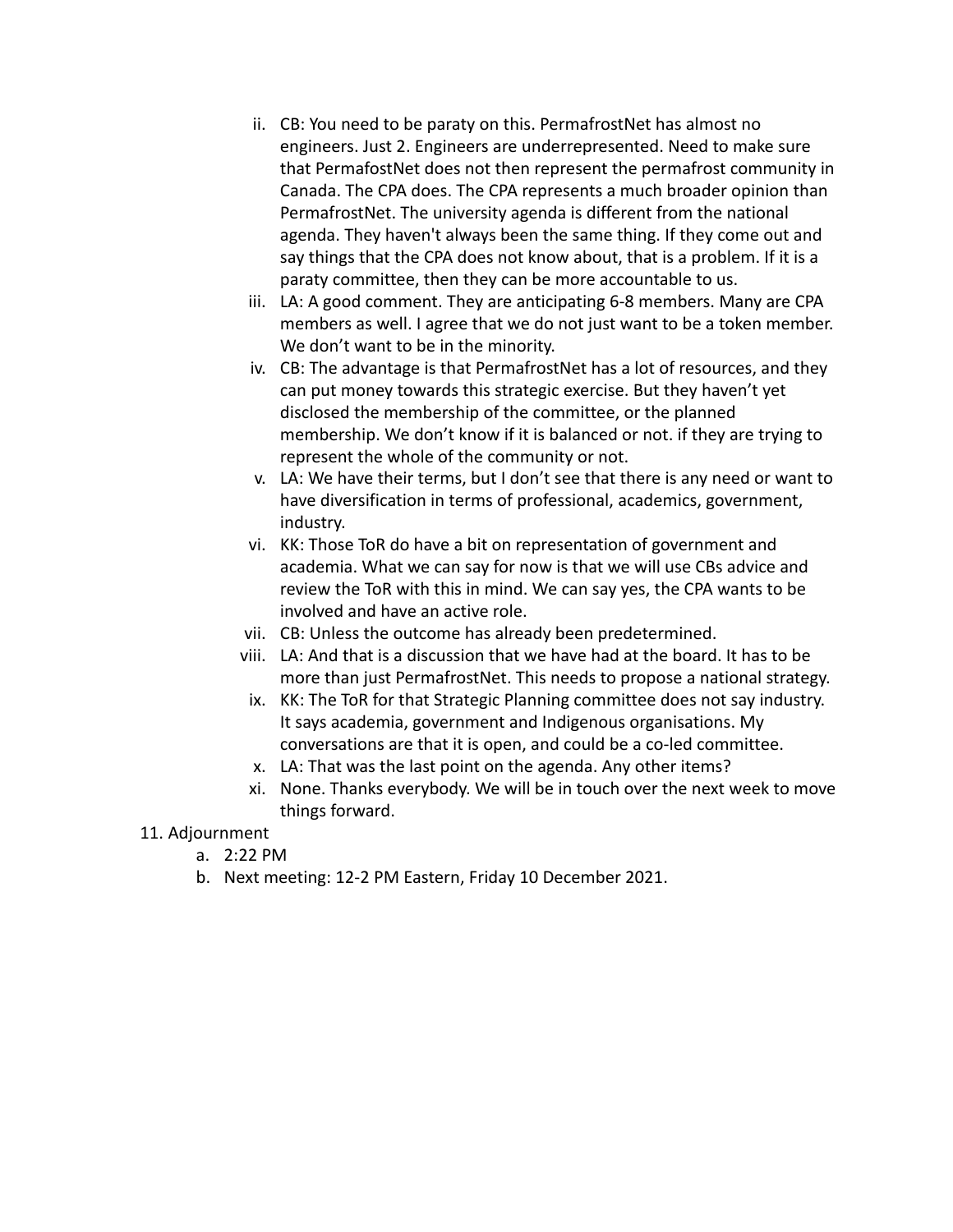ii. CB: You need to be paraty on this. PermafrostNet has almost no engineers. Just 2. Engineers are underrepresented. Need to make sure that PermafostNet does not then represent the permafrost community in Canada. The CPA does. The CPA represents a much broader opinion than PermafrostNet. The university agenda is different from the national agenda. They haven't always been the same thing. If they come out and say things that the CPA does not know about, that is a problem. If it is a paraty committee, then they can be more accountable to us.

iii. LA: A good comment. They are anticipating 6-8 members. Many are CPA members as well. I agree that we do not just want to be a token member. We don't want to be in the minority.

iv. CB: The advantage is that PermafrostNet has a lot of resources, and they can put money towards this strategic exercise. But they haven't yet disclosed the membership of the committee, or the planned membership. We don't know if it is balanced or not. if they are trying to represent the whole of the community or not.

v. LA: We have their terms, but I don't see that there is any need or want to have diversification in terms of professional, academics, government, industry.

vi. KK: Those ToR do have a bit on representation of government and academia. What we can say for now is that we will use CBs advice and review the ToR with this in mind. We can say yes, the CPA wants to be involved and have an active role.

vii. CB: Unless the outcome has already been predetermined.

viii. LA: And that is a discussion that we have had at the board. It has to be more than just PermafrostNet. This needs to propose a national strategy.

ix. KK: The ToR for that Strategic Planning committee does not say industry. It says academia, government and Indigenous organisations. My conversations are that it is open, and could be a co-led committee.

x. LA: That was the last point on the agenda. Any other items?

xi. None. Thanks everybody. We will be in touch over the next week to move things forward.

11. Adjournment
    a. 2:22 PM
    b. Next meeting: 12-2 PM Eastern, Friday 10 December 2021.